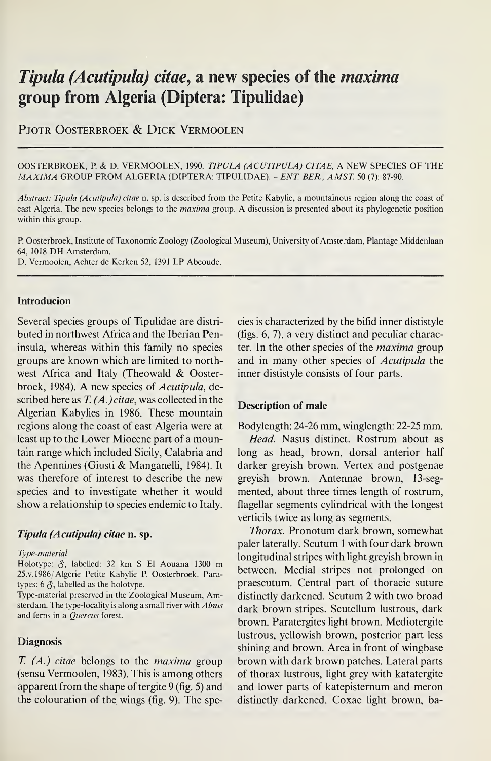# *Tipula (Acutipula) citae*, a new species of the *maxima* group from Algeria (Diptera: Tipulidae)

Pjotr Oosterbroek & Dick Vermoolen

OOSTERBROEK, P. & D. VERMOOLEN, 1990. *TIPULA (ACUTIPULA) CITAE*, A NEW SPECIES OF THE *MAXIMA* GROUP FROM ALGERIA (DIPTERA: TIPULIDAE). – *ENT. BER., AMST.* 50 (7): 87-90.

*Abstract: Tipula (Acutipula) citae* n. sp. is described from the Petite Kabylie, a mountainous region along the coast of east Algeria. The new species belongs to the *maxima* group. A discussion is presented about its phylogenetic position within this group.

P. Oosterbroek, Institute of Taxonomic Zoology (Zoological Museum), University of Amsterdam, Plantage Middenlaan 64, 1018 DH Amsterdam.
D. Vermoolen, Achter de Kerken 52, 1391 LP Abcoude.

## Introducion

Several species groups of Tipulidae are distributed in northwest Africa and the Iberian Peninsula, whereas within this family no species groups are known which are limited to northwest Africa and Italy (Theowald & Oosterbroek, 1984). A new species of *Acutipula*, described here as *T. (A.) citae*, was collected in the Algerian Kabylies in 1986. These mountain regions along the coast of east Algeria were at least up to the Lower Miocene part of a mountain range which included Sicily, Calabria and the Apennines (Giusti & Manganelli, 1984). It was therefore of interest to describe the new species and to investigate whether it would show a relationship to species endemic to Italy.

## *Tipula (Acutipula) citae* n. sp.

*Type-material*

Holotype: ♂, labelled: 32 km S El Aouana 1300 m 25.v.1986/Algerie Petite Kabylie P. Oosterbroek. Paratypes: 6 ♂, labelled as the holotype.

Type-material preserved in the Zoological Museum, Amsterdam. The type-locality is along a small river with *Alnus* and ferns in a *Quercus* forest.

## Diagnosis

*T. (A.) citae* belongs to the *maxima* group (sensu Vermoolen, 1983). This is among others apparent from the shape of tergite 9 (fig. 5) and the colouration of the wings (fig. 9). The species is characterized by the bifid inner dististyle (figs. 6, 7), a very distinct and peculiar character. In the other species of the *maxima* group and in many other species of *Acutipula* the inner dististyle consists of four parts.

## Description of male

Bodylength: 24-26 mm, winglength: 22-25 mm.

*Head.* Nasus distinct. Rostrum about as long as head, brown, dorsal anterior half darker greyish brown. Vertex and postgenae greyish brown. Antennae brown, 13-segmented, about three times length of rostrum, flagellar segments cylindrical with the longest verticils twice as long as segments.

*Thorax.* Pronotum dark brown, somewhat paler laterally. Scutum 1 with four dark brown longitudinal stripes with light greyish brown in between. Medial stripes not prolonged on praescutum. Central part of thoracic suture distinctly darkened. Scutum 2 with two broad dark brown stripes. Scutellum lustrous, dark brown. Paratergites light brown. Mediotergite lustrous, yellowish brown, posterior part less shining and brown. Area in front of wingbase brown with dark brown patches. Lateral parts of thorax lustrous, light grey with katatergite and lower parts of katepisternum and meron distinctly darkened. Coxae light brown, ba-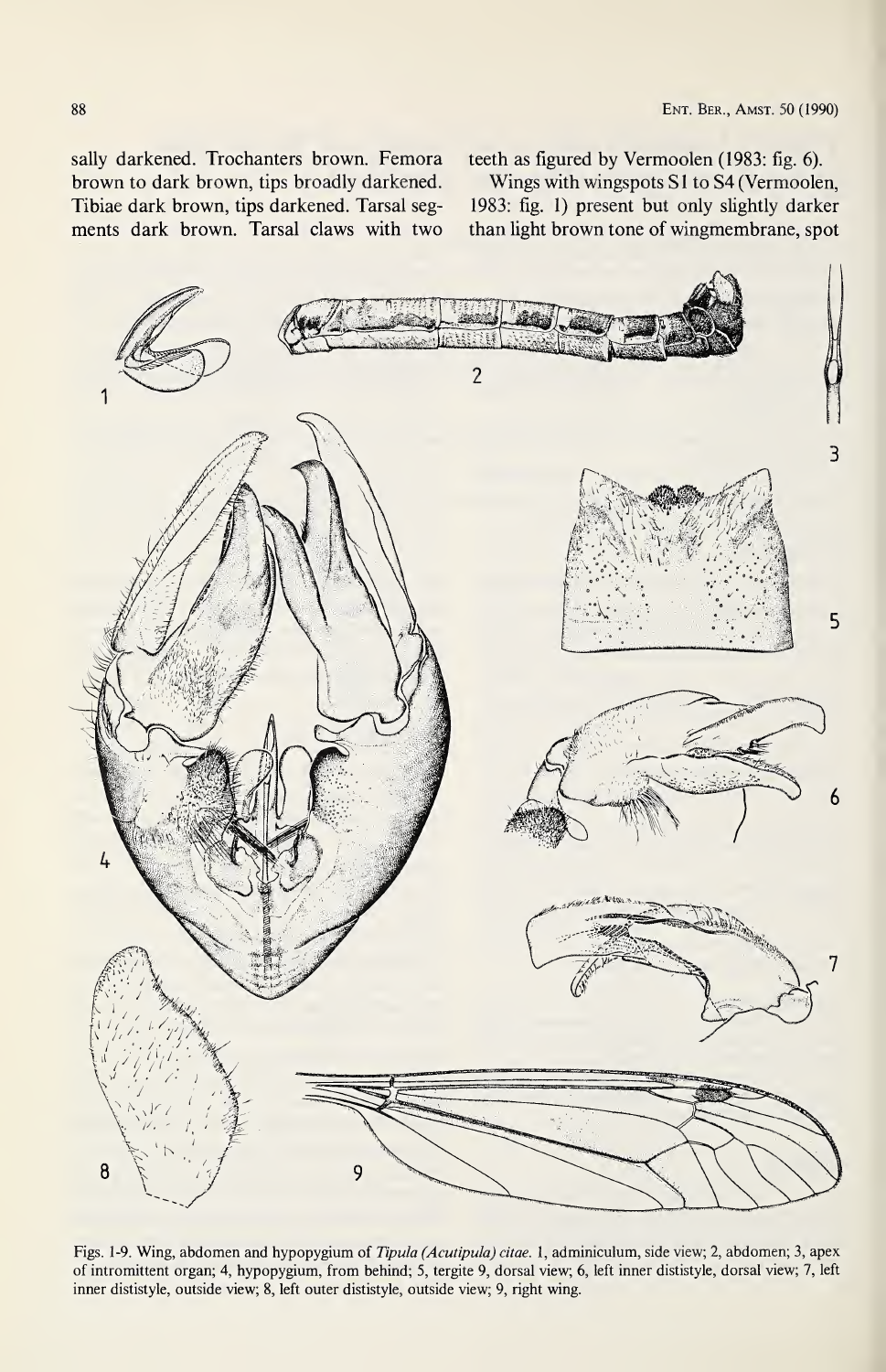sally darkened. Trochanters brown. Femora brown to dark brown, tips broadly darkened. Tibiae dark brown, tips darkened. Tarsal segments dark brown. Tarsal claws with two teeth as figured by Vermoolen (1983: fig. 6).

Wings with wingspots S1 to S4 (Vermoolen, 1983: fig. 1) present but only slightly darker than light brown tone of wingmembrane, spot

Figs. 1-9. Wing, abdomen and hypopygium of *Tipula (Acutipula) citae*. 1, adminiculum, side view; 2, abdomen; 3, apex of intromittent organ; 4, hypopygium, from behind; 5, tergite 9, dorsal view; 6, left inner dististyle, dorsal view; 7, left inner dististyle, outside view; 8, left outer dististyle, outside view; 9, right wing.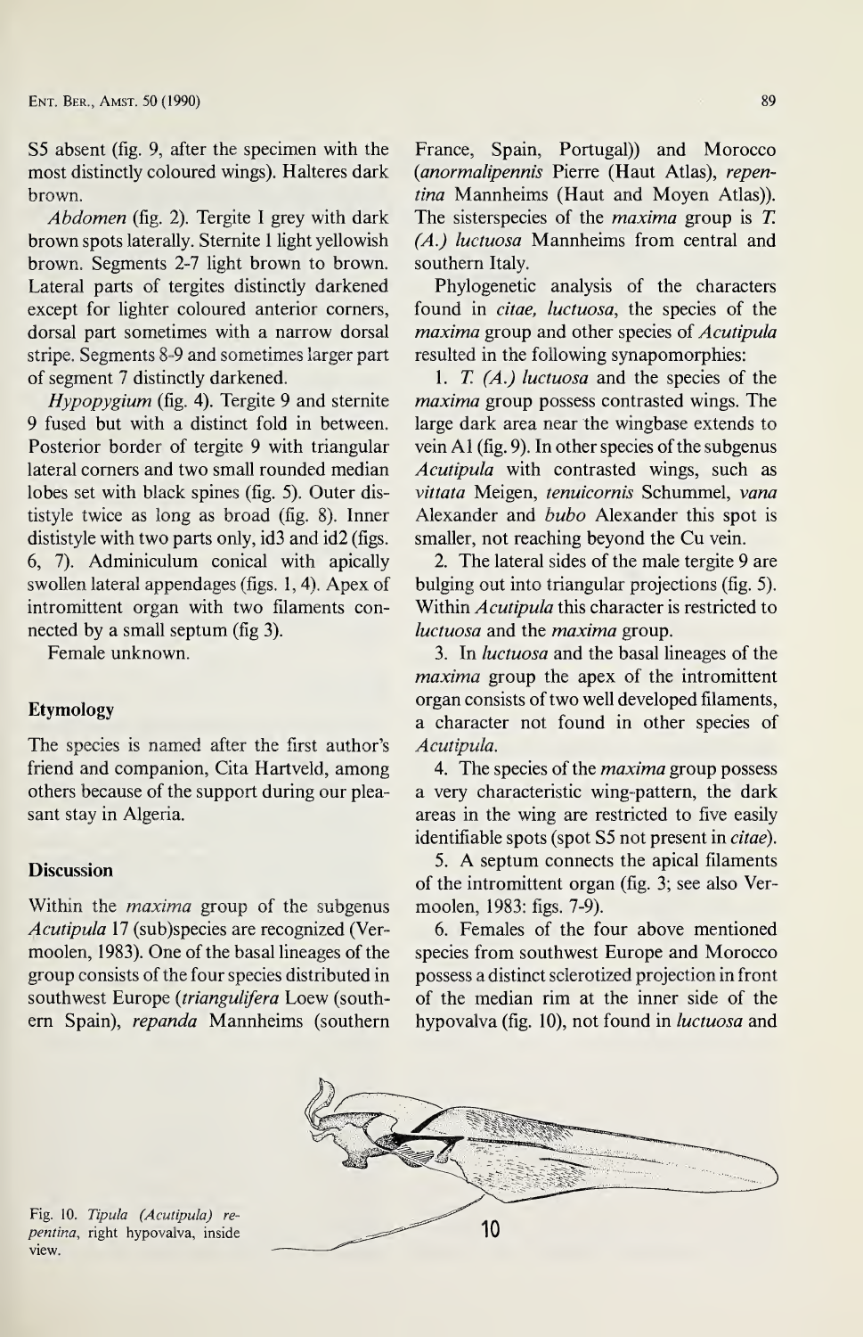S5 absent (fig. 9, after the specimen with the most distinctly coloured wings). Halteres dark brown.

*Abdomen* (fig. 2). Tergite I grey with dark brown spots laterally. Sternite 1 light yellowish brown. Segments 2-7 light brown to brown. Lateral parts of tergites distinctly darkened except for lighter coloured anterior corners, dorsal part sometimes with a narrow dorsal stripe. Segments 8-9 and sometimes larger part of segment 7 distinctly darkened.

*Hypopygium* (fig. 4). Tergite 9 and sternite 9 fused but with a distinct fold in between. Posterior border of tergite 9 with triangular lateral corners and two small rounded median lobes set with black spines (fig. 5). Outer dististyle twice as long as broad (fig. 8). Inner dististyle with two parts only, id3 and id2 (figs. 6, 7). Adminiculum conical with apically swollen lateral appendages (figs. 1, 4). Apex of intromittent organ with two filaments connected by a small septum (fig 3).

Female unknown.

## Etymology

The species is named after the first author's friend and companion, Cita Hartveld, among others because of the support during our pleasant stay in Algeria.

## Discussion

Within the *maxima* group of the subgenus *Acutipula* 17 (sub)species are recognized (Vermoolen, 1983). One of the basal lineages of the group consists of the four species distributed in southwest Europe (*triangulifera* Loew (southern Spain), *repanda* Mannheims (southern France, Spain, Portugal)) and Morocco (*anormalipennis* Pierre (Haut Atlas), *repentina* Mannheims (Haut and Moyen Atlas)). The sisterspecies of the *maxima* group is *T. (A.) luctuosa* Mannheims from central and southern Italy.

Phylogenetic analysis of the characters found in *citae*, *luctuosa*, the species of the *maxima* group and other species of *Acutipula* resulted in the following synapomorphies:

1. *T. (A.) luctuosa* and the species of the *maxima* group possess contrasted wings. The large dark area near the wingbase extends to vein A1 (fig. 9). In other species of the subgenus *Acutipula* with contrasted wings, such as *vittata* Meigen, *tenuicornis* Schummel, *vana* Alexander and *bubo* Alexander this spot is smaller, not reaching beyond the Cu vein.

2. The lateral sides of the male tergite 9 are bulging out into triangular projections (fig. 5). Within *Acutipula* this character is restricted to *luctuosa* and the *maxima* group.

3. In *luctuosa* and the basal lineages of the *maxima* group the apex of the intromittent organ consists of two well developed filaments, a character not found in other species of *Acutipula*.

4. The species of the *maxima* group possess a very characteristic wing-pattern, the dark areas in the wing are restricted to five easily identifiable spots (spot S5 not present in *citae*).

5. A septum connects the apical filaments of the intromittent organ (fig. 3; see also Vermoolen, 1983: figs. 7-9).

6. Females of the four above mentioned species from southwest Europe and Morocco possess a distinct sclerotized projection in front of the median rim at the inner side of the hypovalva (fig. 10), not found in *luctuosa* and

Fig. 10. *Tipula (Acutipula) repentina*, right hypovalva, inside view.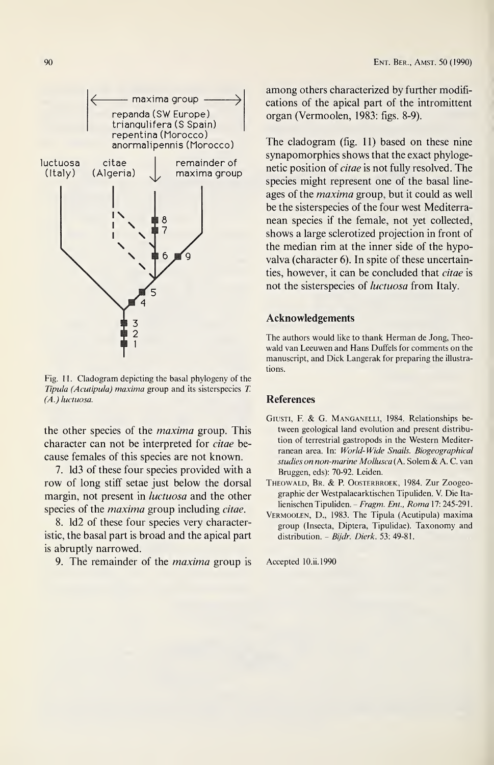maxima group

repanda (SW Europe)
triangulifera (S Spain)
repentina (Morocco)
anormalipennis (Morocco)

luctuosa (Italy)

citae (Algeria)

remainder of maxima group

8
7
6
9
5
4
3
2
1

Fig. 11. Cladogram depicting the basal phylogeny of the *Tipula (Acutipula) maxima* group and its sisterspecies *T. (A.) luctuosa*.

the other species of the *maxima* group. This character can not be interpreted for *citae* because females of this species are not known.

7. Id3 of these four species provided with a row of long stiff setae just below the dorsal margin, not present in *luctuosa* and the other species of the *maxima* group including *citae*.

8. Id2 of these four species very characteristic, the basal part is broad and the apical part is abruptly narrowed.

9. The remainder of the *maxima* group is among others characterized by further modifications of the apical part of the intromittent organ (Vermoolen, 1983: figs. 8-9).

The cladogram (fig. 11) based on these nine synapomorphies shows that the exact phylogenetic position of *citae* is not fully resolved. The species might represent one of the basal lineages of the *maxima* group, but it could as well be the sisterspecies of the four west Mediterranean species if the female, not yet collected, shows a large sclerotized projection in front of the median rim at the inner side of the hypovalva (character 6). In spite of these uncertainties, however, it can be concluded that *citae* is not the sisterspecies of *luctuosa* from Italy.

## Acknowledgements

The authors would like to thank Herman de Jong, Theowald van Leeuwen and Hans Duffels for comments on the manuscript, and Dick Langerak for preparing the illustrations.

## References

Giusti, F. & G. Manganelli, 1984. Relationships between geological land evolution and present distribution of terrestrial gastropods in the Western Mediterranean area. In: *World-Wide Snails. Biogeographical studies on non-marine Mollusca* (A. Solem & A. C. van Bruggen, eds): 70-92. Leiden.

Theowald, Br. & P. Oosterbroek, 1984. Zur Zoogeographie der Westpalaearktischen Tipuliden. V. Die Italienischen Tipuliden. – *Fragm. Ent., Roma* 17: 245-291.

Vermoolen, D., 1983. The Tipula (Acutipula) maxima group (Insecta, Diptera, Tipulidae). Taxonomy and distribution. – *Bijdr. Dierk.* 53: 49-81.

Accepted 10.ii.1990